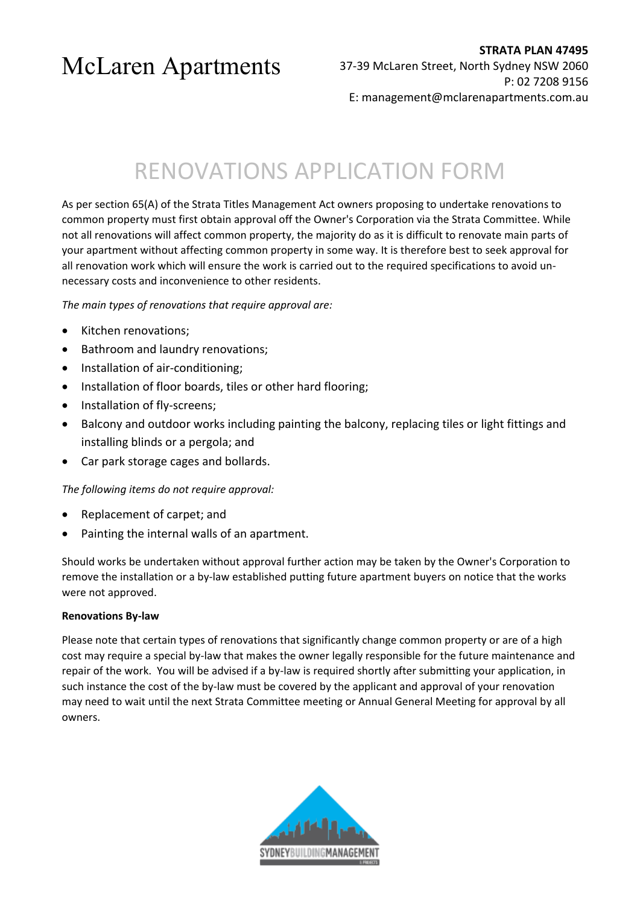# McLaren Apartments

**STRATA PLAN 47495**
37-39 McLaren Street, North Sydney NSW 2060
P: 02 7208 9156
E: management@mclarenapartments.com.au

## RENOVATIONS APPLICATION FORM

As per section 65(A) of the Strata Titles Management Act owners proposing to undertake renovations to common property must first obtain approval off the Owner's Corporation via the Strata Committee. While not all renovations will affect common property, the majority do as it is difficult to renovate main parts of your apartment without affecting common property in some way. It is therefore best to seek approval for all renovation work which will ensure the work is carried out to the required specifications to avoid un-necessary costs and inconvenience to other residents.

*The main types of renovations that require approval are:*

- Kitchen renovations;
- Bathroom and laundry renovations;
- Installation of air-conditioning;
- Installation of floor boards, tiles or other hard flooring;
- Installation of fly-screens;
- Balcony and outdoor works including painting the balcony, replacing tiles or light fittings and installing blinds or a pergola; and
- Car park storage cages and bollards.

*The following items do not require approval:*

- Replacement of carpet; and
- Painting the internal walls of an apartment.

Should works be undertaken without approval further action may be taken by the Owner's Corporation to remove the installation or a by-law established putting future apartment buyers on notice that the works were not approved.

**Renovations By-law**

Please note that certain types of renovations that significantly change common property or are of a high cost may require a special by-law that makes the owner legally responsible for the future maintenance and repair of the work. You will be advised if a by-law is required shortly after submitting your application, in such instance the cost of the by-law must be covered by the applicant and approval of your renovation may need to wait until the next Strata Committee meeting or Annual General Meeting for approval by all owners.

SYDNEY BUILDING MANAGEMENT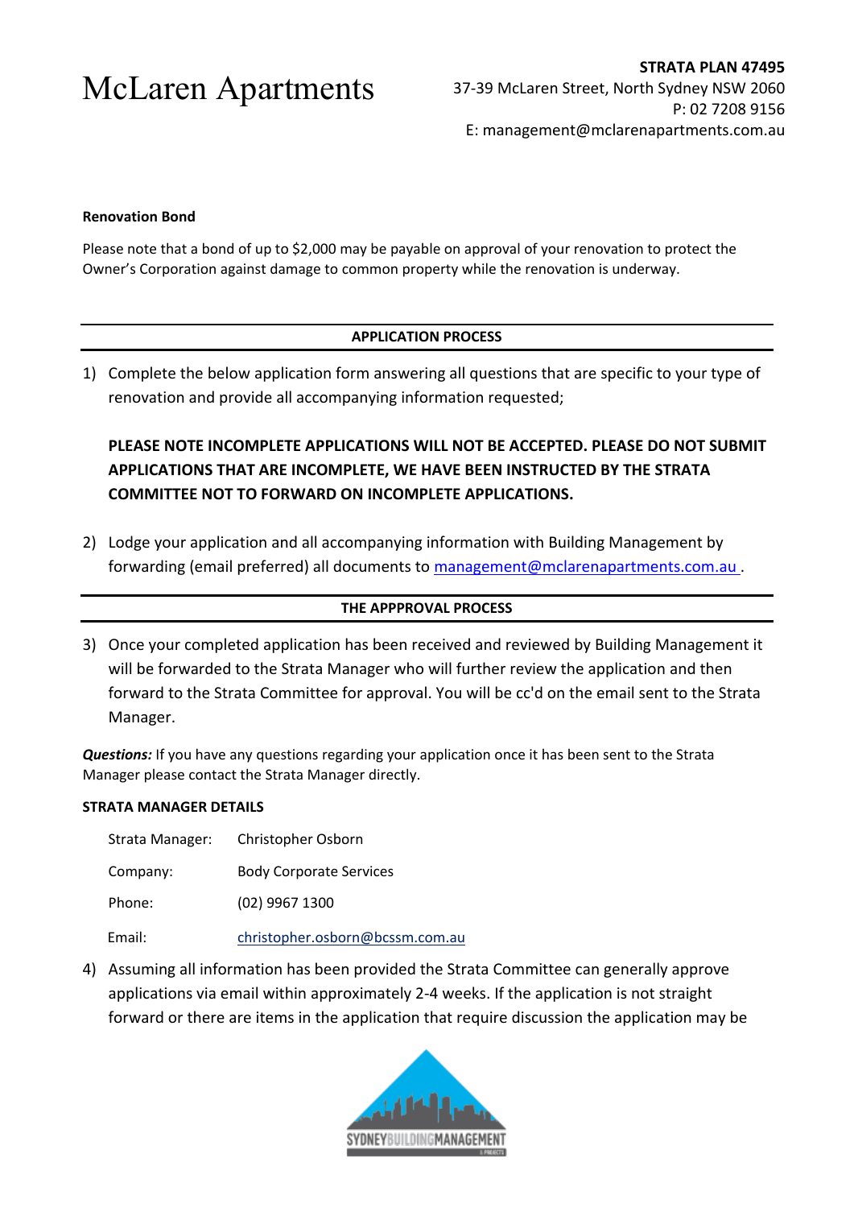# McLaren Apartments

**STRATA PLAN 47495**
37-39 McLaren Street, North Sydney NSW 2060
P: 02 7208 9156
E: management@mclarenapartments.com.au

**Renovation Bond**

Please note that a bond of up to $2,000 may be payable on approval of your renovation to protect the Owner's Corporation against damage to common property while the renovation is underway.

## APPLICATION PROCESS

1) Complete the below application form answering all questions that are specific to your type of renovation and provide all accompanying information requested;

   **PLEASE NOTE INCOMPLETE APPLICATIONS WILL NOT BE ACCEPTED. PLEASE DO NOT SUBMIT APPLICATIONS THAT ARE INCOMPLETE, WE HAVE BEEN INSTRUCTED BY THE STRATA COMMITTEE NOT TO FORWARD ON INCOMPLETE APPLICATIONS.**

2) Lodge your application and all accompanying information with Building Management by forwarding (email preferred) all documents to management@mclarenapartments.com.au .

## THE APPPROVAL PROCESS

3) Once your completed application has been received and reviewed by Building Management it will be forwarded to the Strata Manager who will further review the application and then forward to the Strata Committee for approval. You will be cc'd on the email sent to the Strata Manager.

***Questions:*** If you have any questions regarding your application once it has been sent to the Strata Manager please contact the Strata Manager directly.

**STRATA MANAGER DETAILS**

| | |
|---|---|
| Strata Manager: | Christopher Osborn |
| Company: | Body Corporate Services |
| Phone: | (02) 9967 1300 |
| Email: | christopher.osborn@bcssm.com.au |

4) Assuming all information has been provided the Strata Committee can generally approve applications via email within approximately 2-4 weeks. If the application is not straight forward or there are items in the application that require discussion the application may be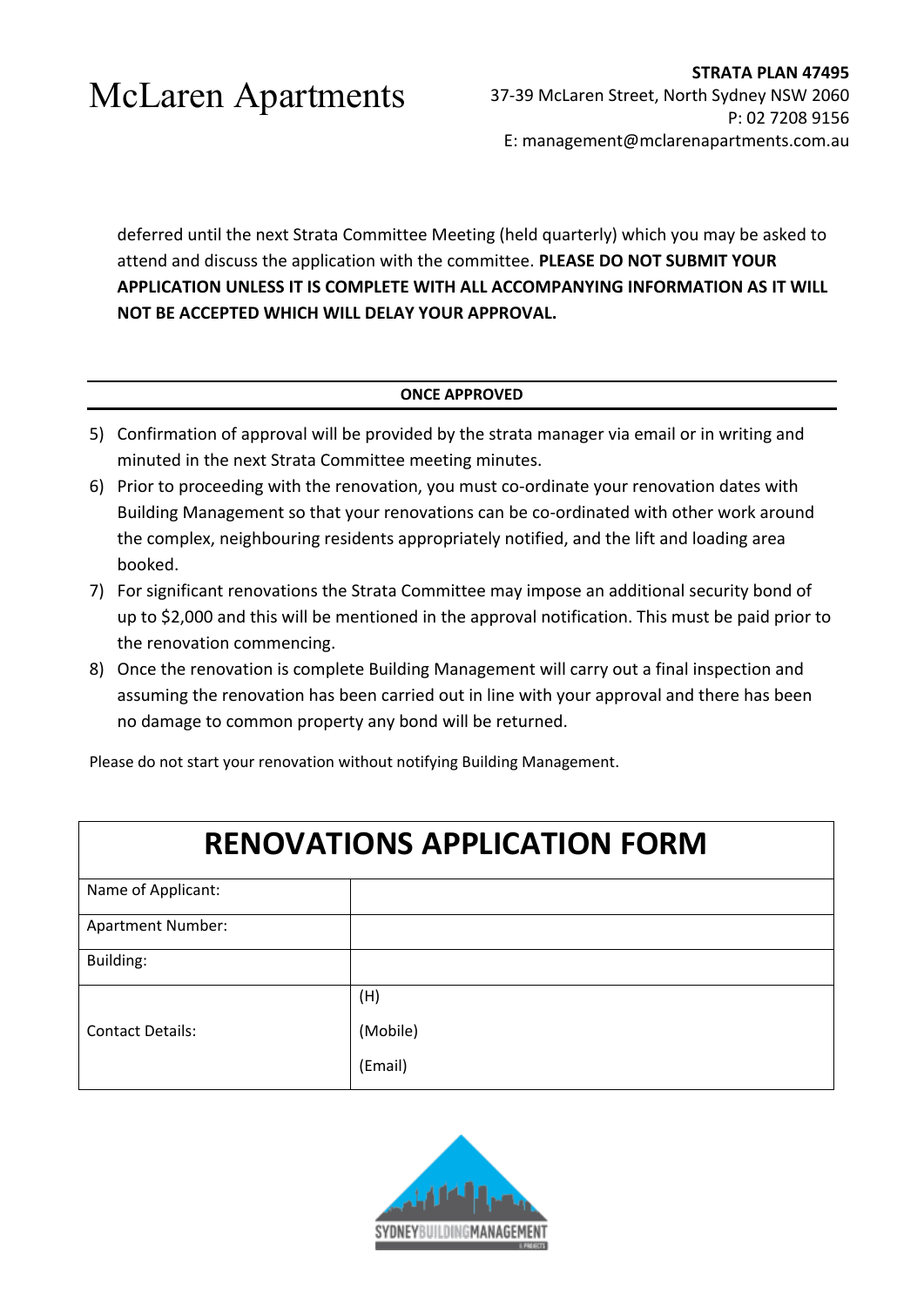deferred until the next Strata Committee Meeting (held quarterly) which you may be asked to attend and discuss the application with the committee. **PLEASE DO NOT SUBMIT YOUR APPLICATION UNLESS IT IS COMPLETE WITH ALL ACCOMPANYING INFORMATION AS IT WILL NOT BE ACCEPTED WHICH WILL DELAY YOUR APPROVAL.**

**ONCE APPROVED**

5) Confirmation of approval will be provided by the strata manager via email or in writing and minuted in the next Strata Committee meeting minutes.
6) Prior to proceeding with the renovation, you must co-ordinate your renovation dates with Building Management so that your renovations can be co-ordinated with other work around the complex, neighbouring residents appropriately notified, and the lift and loading area booked.
7) For significant renovations the Strata Committee may impose an additional security bond of up to $2,000 and this will be mentioned in the approval notification. This must be paid prior to the renovation commencing.
8) Once the renovation is complete Building Management will carry out a final inspection and assuming the renovation has been carried out in line with your approval and there has been no damage to common property any bond will be returned.

Please do not start your renovation without notifying Building Management.

# RENOVATIONS APPLICATION FORM

| | |
|---|---|
| Name of Applicant: | |
| Apartment Number: | |
| Building: | |
| Contact Details: | (H)<br>(Mobile)<br>(Email) |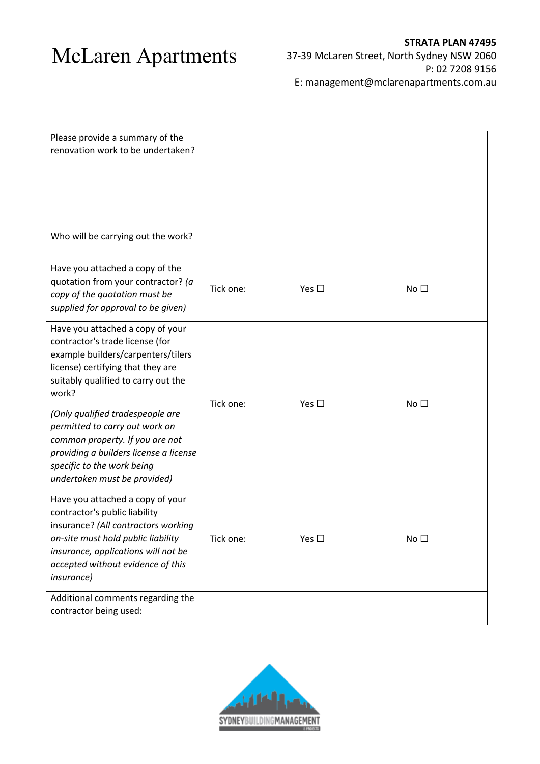| | | | |
|---|---|---|---|
| Please provide a summary of the renovation work to be undertaken? | | | |
| Who will be carrying out the work? | | | |
| Have you attached a copy of the quotation from your contractor? *(a copy of the quotation must be supplied for approval to be given)* | Tick one: | Yes ☐ | No ☐ |
| Have you attached a copy of your contractor's trade license (for example builders/carpenters/tilers license) certifying that they are suitably qualified to carry out the work? *(Only qualified tradespeople are permitted to carry out work on common property. If you are not providing a builders license a license specific to the work being undertaken must be provided)* | Tick one: | Yes ☐ | No ☐ |
| Have you attached a copy of your contractor's public liability insurance? *(All contractors working on-site must hold public liability insurance, applications will not be accepted without evidence of this insurance)* | Tick one: | Yes ☐ | No ☐ |
| Additional comments regarding the contractor being used: | | | |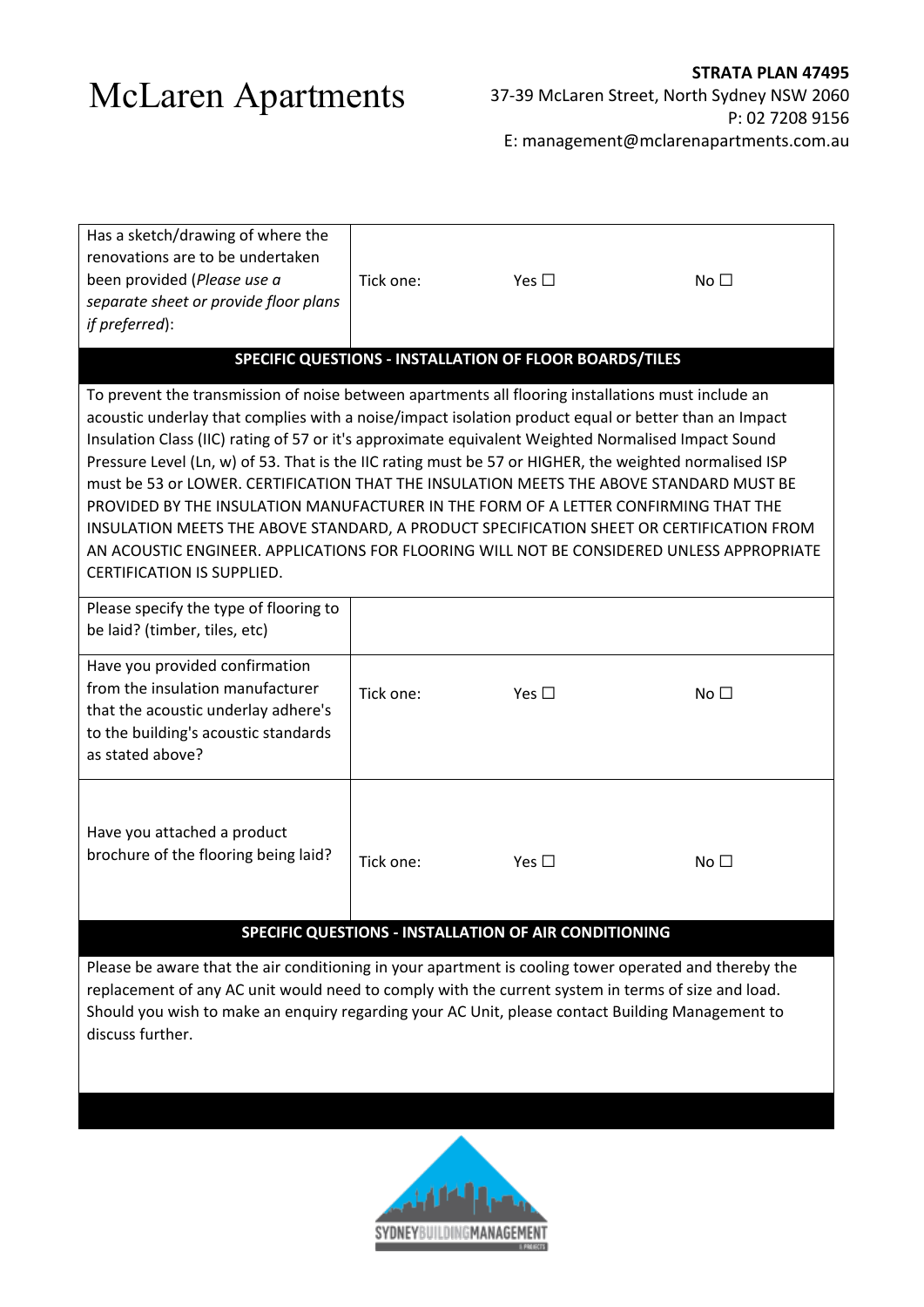McLaren Apartments

**STRATA PLAN 47495**
37-39 McLaren Street, North Sydney NSW 2060
P: 02 7208 9156
E: management@mclarenapartments.com.au

| Has a sketch/drawing of where the renovations are to be undertaken been provided (*Please use a separate sheet or provide floor plans if preferred*): | Tick one: | Yes ☐ | No ☐ |
|---|---|---|---|

## SPECIFIC QUESTIONS - INSTALLATION OF FLOOR BOARDS/TILES

To prevent the transmission of noise between apartments all flooring installations must include an acoustic underlay that complies with a noise/impact isolation product equal or better than an Impact Insulation Class (IIC) rating of 57 or it's approximate equivalent Weighted Normalised Impact Sound Pressure Level (Ln, w) of 53. That is the IIC rating must be 57 or HIGHER, the weighted normalised ISP must be 53 or LOWER. CERTIFICATION THAT THE INSULATION MEETS THE ABOVE STANDARD MUST BE PROVIDED BY THE INSULATION MANUFACTURER IN THE FORM OF A LETTER CONFIRMING THAT THE INSULATION MEETS THE ABOVE STANDARD, A PRODUCT SPECIFICATION SHEET OR CERTIFICATION FROM AN ACOUSTIC ENGINEER. APPLICATIONS FOR FLOORING WILL NOT BE CONSIDERED UNLESS APPROPRIATE CERTIFICATION IS SUPPLIED.

| Please specify the type of flooring to be laid? (timber, tiles, etc) | | | |
|---|---|---|---|
| Have you provided confirmation from the insulation manufacturer that the acoustic underlay adhere's to the building's acoustic standards as stated above? | Tick one: | Yes ☐ | No ☐ |
| Have you attached a product brochure of the flooring being laid? | Tick one: | Yes ☐ | No ☐ |

## SPECIFIC QUESTIONS - INSTALLATION OF AIR CONDITIONING

Please be aware that the air conditioning in your apartment is cooling tower operated and thereby the replacement of any AC unit would need to comply with the current system in terms of size and load. Should you wish to make an enquiry regarding your AC Unit, please contact Building Management to discuss further.

SYDNEY BUILDING MANAGEMENT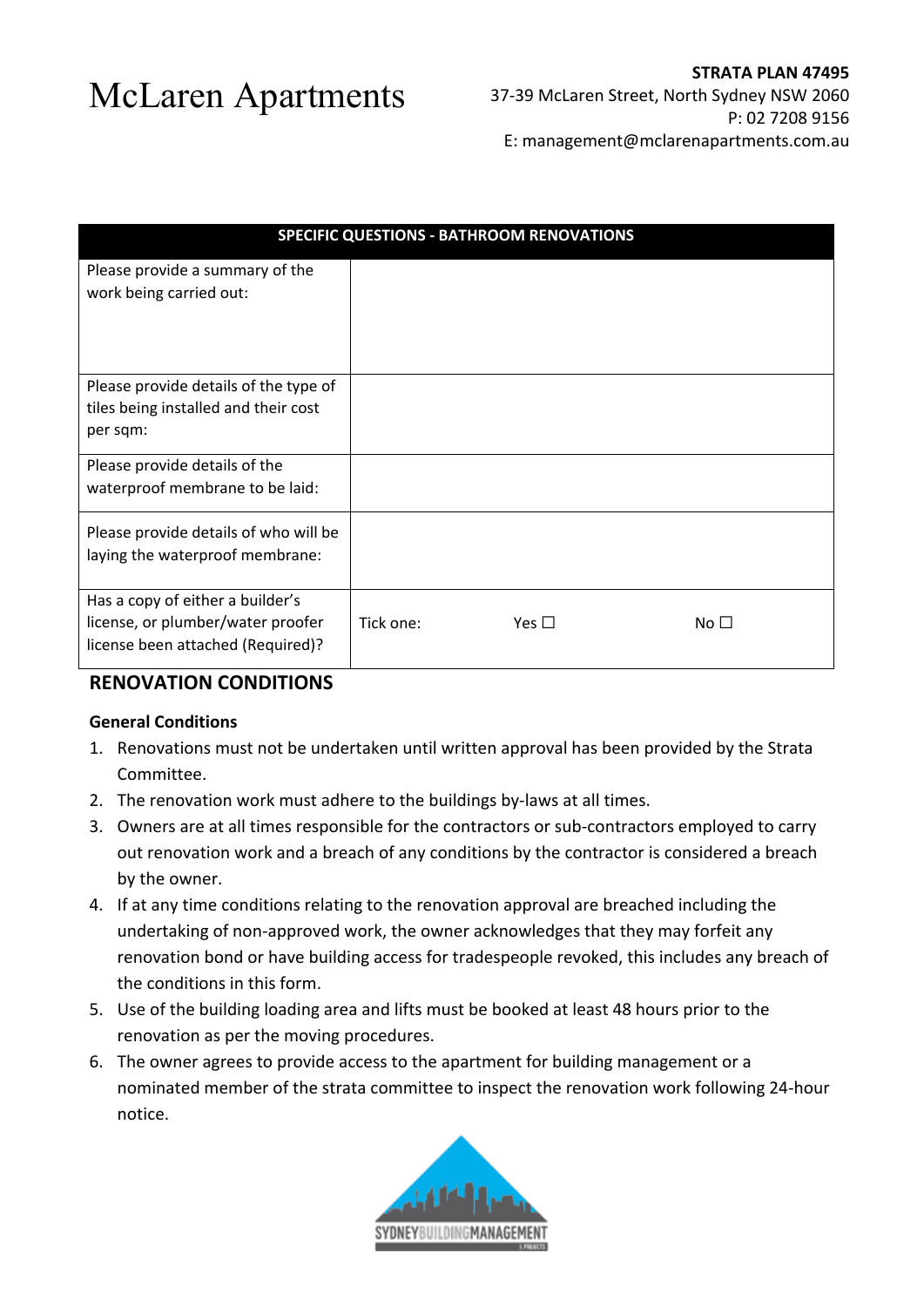McLaren Apartments

**STRATA PLAN 47495**
37-39 McLaren Street, North Sydney NSW 2060
P: 02 7208 9156
E: management@mclarenapartments.com.au

| SPECIFIC QUESTIONS - BATHROOM RENOVATIONS | | | |
|---|---|---|---|
| Please provide a summary of the work being carried out: | | | |
| Please provide details of the type of tiles being installed and their cost per sqm: | | | |
| Please provide details of the waterproof membrane to be laid: | | | |
| Please provide details of who will be laying the waterproof membrane: | | | |
| Has a copy of either a builder's license, or plumber/water proofer license been attached (Required)? | Tick one: | Yes ☐ | No ☐ |

## RENOVATION CONDITIONS

### General Conditions

1. Renovations must not be undertaken until written approval has been provided by the Strata Committee.
2. The renovation work must adhere to the buildings by-laws at all times.
3. Owners are at all times responsible for the contractors or sub-contractors employed to carry out renovation work and a breach of any conditions by the contractor is considered a breach by the owner.
4. If at any time conditions relating to the renovation approval are breached including the undertaking of non-approved work, the owner acknowledges that they may forfeit any renovation bond or have building access for tradespeople revoked, this includes any breach of the conditions in this form.
5. Use of the building loading area and lifts must be booked at least 48 hours prior to the renovation as per the moving procedures.
6. The owner agrees to provide access to the apartment for building management or a nominated member of the strata committee to inspect the renovation work following 24-hour notice.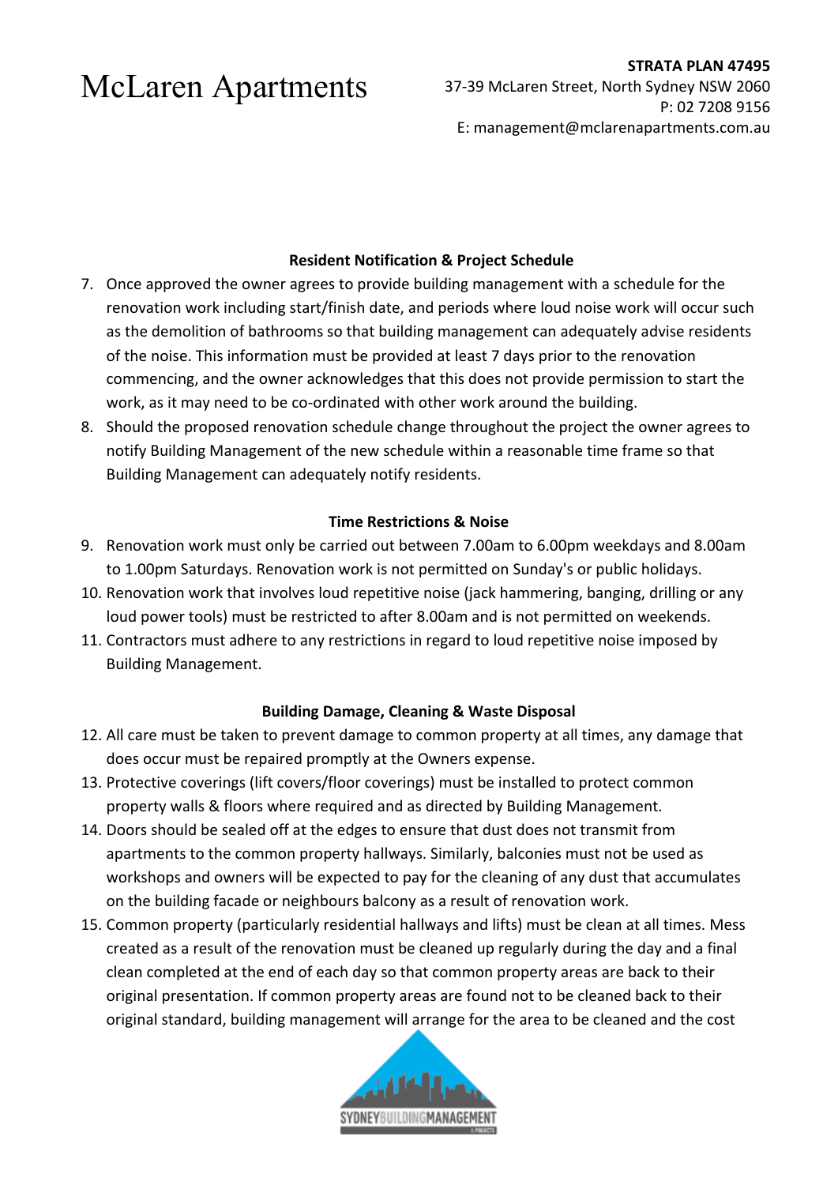### Resident Notification & Project Schedule

7. Once approved the owner agrees to provide building management with a schedule for the renovation work including start/finish date, and periods where loud noise work will occur such as the demolition of bathrooms so that building management can adequately advise residents of the noise. This information must be provided at least 7 days prior to the renovation commencing, and the owner acknowledges that this does not provide permission to start the work, as it may need to be co-ordinated with other work around the building.
8. Should the proposed renovation schedule change throughout the project the owner agrees to notify Building Management of the new schedule within a reasonable time frame so that Building Management can adequately notify residents.

### Time Restrictions & Noise

9. Renovation work must only be carried out between 7.00am to 6.00pm weekdays and 8.00am to 1.00pm Saturdays. Renovation work is not permitted on Sunday's or public holidays.
10. Renovation work that involves loud repetitive noise (jack hammering, banging, drilling or any loud power tools) must be restricted to after 8.00am and is not permitted on weekends.
11. Contractors must adhere to any restrictions in regard to loud repetitive noise imposed by Building Management.

### Building Damage, Cleaning & Waste Disposal

12. All care must be taken to prevent damage to common property at all times, any damage that does occur must be repaired promptly at the Owners expense.
13. Protective coverings (lift covers/floor coverings) must be installed to protect common property walls & floors where required and as directed by Building Management.
14. Doors should be sealed off at the edges to ensure that dust does not transmit from apartments to the common property hallways. Similarly, balconies must not be used as workshops and owners will be expected to pay for the cleaning of any dust that accumulates on the building facade or neighbours balcony as a result of renovation work.
15. Common property (particularly residential hallways and lifts) must be clean at all times. Mess created as a result of the renovation must be cleaned up regularly during the day and a final clean completed at the end of each day so that common property areas are back to their original presentation. If common property areas are found not to be cleaned back to their original standard, building management will arrange for the area to be cleaned and the cost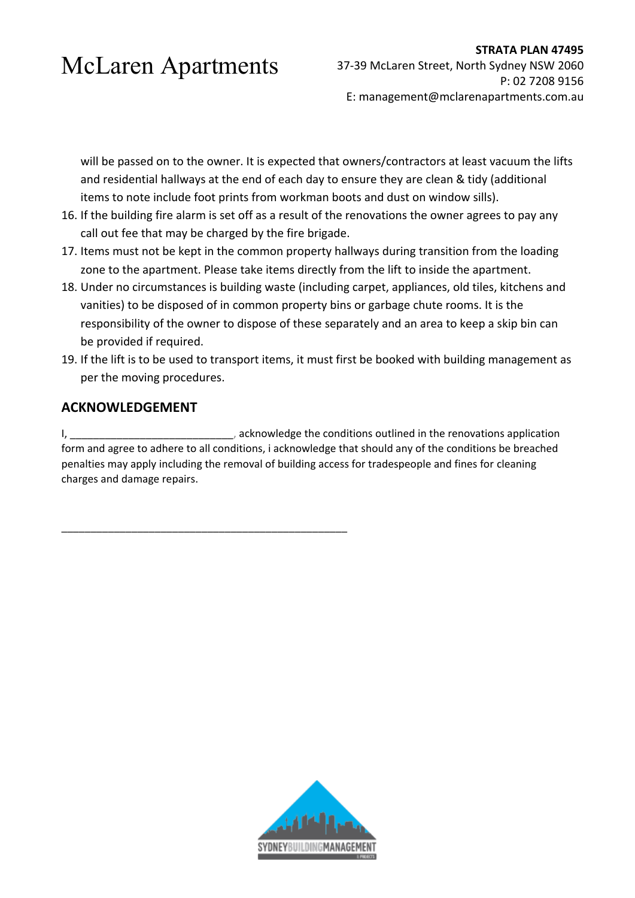will be passed on to the owner. It is expected that owners/contractors at least vacuum the lifts and residential hallways at the end of each day to ensure they are clean & tidy (additional items to note include foot prints from workman boots and dust on window sills).

16. If the building fire alarm is set off as a result of the renovations the owner agrees to pay any call out fee that may be charged by the fire brigade.
17. Items must not be kept in the common property hallways during transition from the loading zone to the apartment. Please take items directly from the lift to inside the apartment.
18. Under no circumstances is building waste (including carpet, appliances, old tiles, kitchens and vanities) to be disposed of in common property bins or garbage chute rooms. It is the responsibility of the owner to dispose of these separately and an area to keep a skip bin can be provided if required.
19. If the lift is to be used to transport items, it must first be booked with building management as per the moving procedures.

## ACKNOWLEDGEMENT

I, ____________________________, acknowledge the conditions outlined in the renovations application form and agree to adhere to all conditions, i acknowledge that should any of the conditions be breached penalties may apply including the removal of building access for tradespeople and fines for cleaning charges and damage repairs.

_________________________________________________